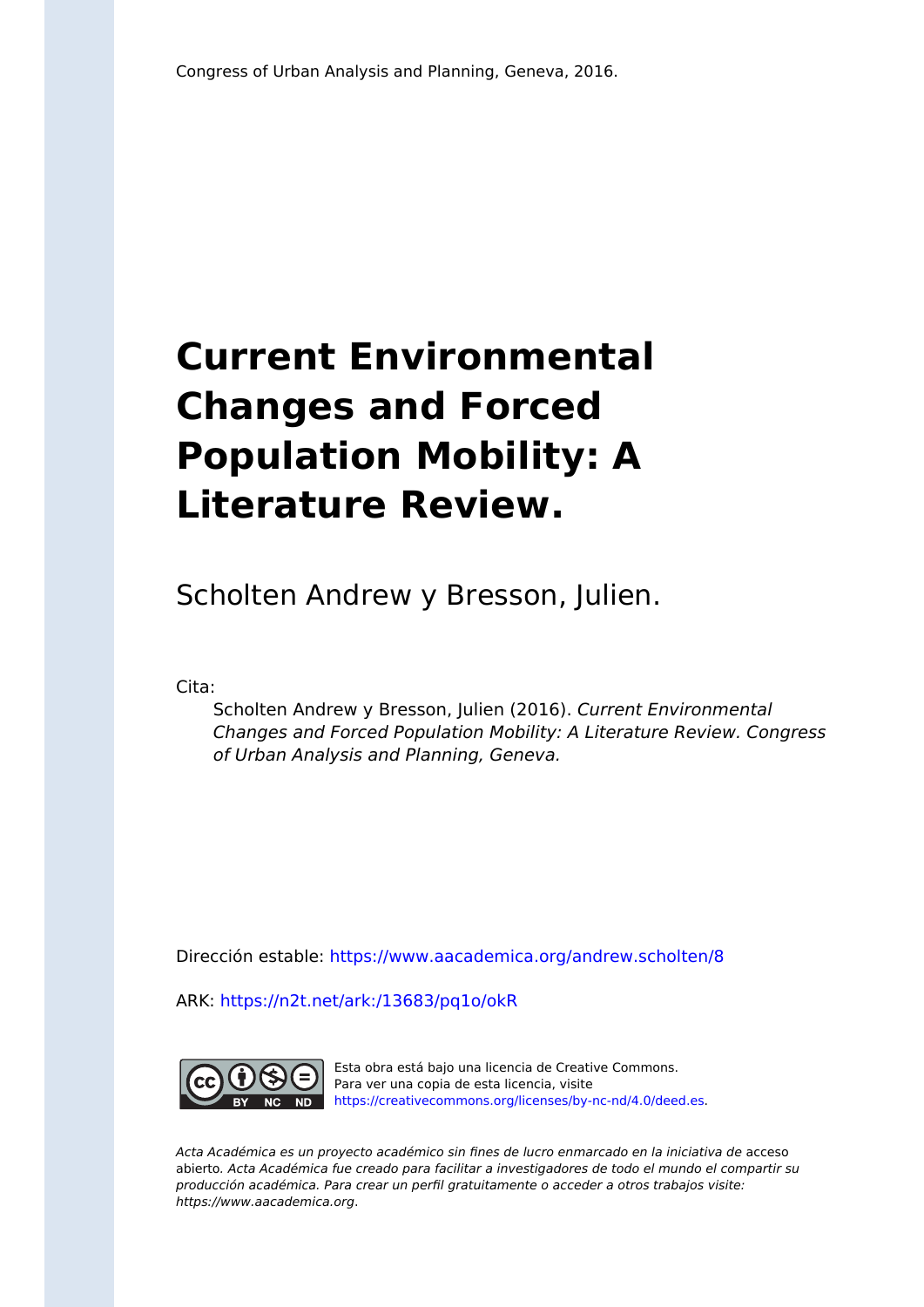Congress of Urban Analysis and Planning, Geneva, 2016.

# Current Environmental Changes and Forced Population Mobility: A Literature Review.

Scholten Andrew y Bresson, Julien.

Cita:

> Scholten Andrew y Bresson, Julien (2016). *Current Environmental Changes and Forced Population Mobility: A Literature Review. Congress of Urban Analysis and Planning, Geneva.*

Dirección estable: https://www.aacademica.org/andrew.scholten/8

ARK: https://n2t.net/ark:/13683/pq1o/okR

Esta obra está bajo una licencia de Creative Commons.
Para ver una copia de esta licencia, visite
https://creativecommons.org/licenses/by-nc-nd/4.0/deed.es.

*Acta Académica es un proyecto académico sin fines de lucro enmarcado en la iniciativa de* acceso abierto. *Acta Académica fue creado para facilitar a investigadores de todo el mundo el compartir su producción académica. Para crear un perfil gratuitamente o acceder a otros trabajos visite: https://www.aacademica.org.*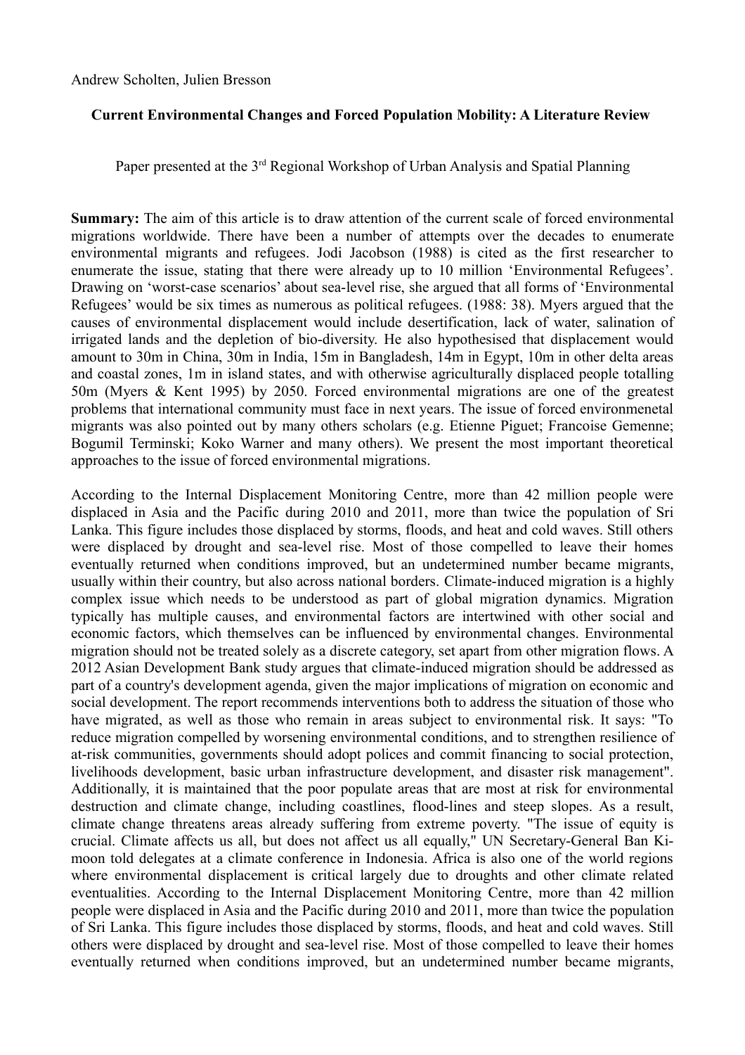Andrew Scholten, Julien Bresson

**Current Environmental Changes and Forced Population Mobility: A Literature Review**

Paper presented at the 3rd Regional Workshop of Urban Analysis and Spatial Planning

**Summary:** The aim of this article is to draw attention of the current scale of forced environmental migrations worldwide. There have been a number of attempts over the decades to enumerate environmental migrants and refugees. Jodi Jacobson (1988) is cited as the first researcher to enumerate the issue, stating that there were already up to 10 million 'Environmental Refugees'. Drawing on 'worst-case scenarios' about sea-level rise, she argued that all forms of 'Environmental Refugees' would be six times as numerous as political refugees. (1988: 38). Myers argued that the causes of environmental displacement would include desertification, lack of water, salination of irrigated lands and the depletion of bio-diversity. He also hypothesised that displacement would amount to 30m in China, 30m in India, 15m in Bangladesh, 14m in Egypt, 10m in other delta areas and coastal zones, 1m in island states, and with otherwise agriculturally displaced people totalling 50m (Myers & Kent 1995) by 2050. Forced environmental migrations are one of the greatest problems that international community must face in next years. The issue of forced environmenetal migrants was also pointed out by many others scholars (e.g. Etienne Piguet; Francoise Gemenne; Bogumil Terminski; Koko Warner and many others). We present the most important theoretical approaches to the issue of forced environmental migrations.

According to the Internal Displacement Monitoring Centre, more than 42 million people were displaced in Asia and the Pacific during 2010 and 2011, more than twice the population of Sri Lanka. This figure includes those displaced by storms, floods, and heat and cold waves. Still others were displaced by drought and sea-level rise. Most of those compelled to leave their homes eventually returned when conditions improved, but an undetermined number became migrants, usually within their country, but also across national borders. Climate-induced migration is a highly complex issue which needs to be understood as part of global migration dynamics. Migration typically has multiple causes, and environmental factors are intertwined with other social and economic factors, which themselves can be influenced by environmental changes. Environmental migration should not be treated solely as a discrete category, set apart from other migration flows. A 2012 Asian Development Bank study argues that climate-induced migration should be addressed as part of a country's development agenda, given the major implications of migration on economic and social development. The report recommends interventions both to address the situation of those who have migrated, as well as those who remain in areas subject to environmental risk. It says: "To reduce migration compelled by worsening environmental conditions, and to strengthen resilience of at-risk communities, governments should adopt polices and commit financing to social protection, livelihoods development, basic urban infrastructure development, and disaster risk management". Additionally, it is maintained that the poor populate areas that are most at risk for environmental destruction and climate change, including coastlines, flood-lines and steep slopes. As a result, climate change threatens areas already suffering from extreme poverty. "The issue of equity is crucial. Climate affects us all, but does not affect us all equally," UN Secretary-General Ban Ki-moon told delegates at a climate conference in Indonesia. Africa is also one of the world regions where environmental displacement is critical largely due to droughts and other climate related eventualities. According to the Internal Displacement Monitoring Centre, more than 42 million people were displaced in Asia and the Pacific during 2010 and 2011, more than twice the population of Sri Lanka. This figure includes those displaced by storms, floods, and heat and cold waves. Still others were displaced by drought and sea-level rise. Most of those compelled to leave their homes eventually returned when conditions improved, but an undetermined number became migrants,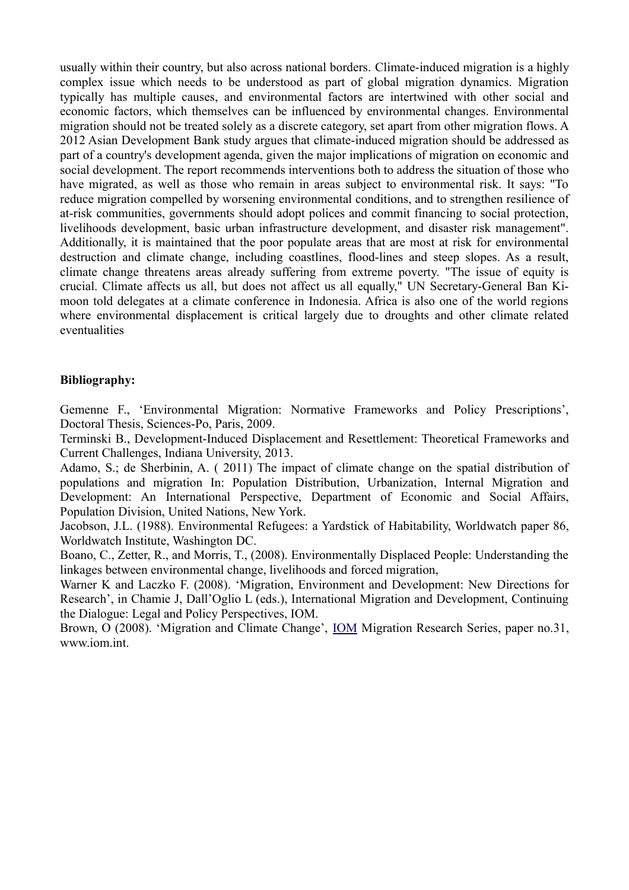usually within their country, but also across national borders. Climate-induced migration is a highly complex issue which needs to be understood as part of global migration dynamics. Migration typically has multiple causes, and environmental factors are intertwined with other social and economic factors, which themselves can be influenced by environmental changes. Environmental migration should not be treated solely as a discrete category, set apart from other migration flows. A 2012 Asian Development Bank study argues that climate-induced migration should be addressed as part of a country's development agenda, given the major implications of migration on economic and social development. The report recommends interventions both to address the situation of those who have migrated, as well as those who remain in areas subject to environmental risk. It says: "To reduce migration compelled by worsening environmental conditions, and to strengthen resilience of at-risk communities, governments should adopt polices and commit financing to social protection, livelihoods development, basic urban infrastructure development, and disaster risk management". Additionally, it is maintained that the poor populate areas that are most at risk for environmental destruction and climate change, including coastlines, flood-lines and steep slopes. As a result, climate change threatens areas already suffering from extreme poverty. "The issue of equity is crucial. Climate affects us all, but does not affect us all equally," UN Secretary-General Ban Ki-moon told delegates at a climate conference in Indonesia. Africa is also one of the world regions where environmental displacement is critical largely due to droughts and other climate related eventualities

**Bibliography:**

Gemenne F., 'Environmental Migration: Normative Frameworks and Policy Prescriptions', Doctoral Thesis, Sciences-Po, Paris, 2009.

Terminski B., Development-Induced Displacement and Resettlement: Theoretical Frameworks and Current Challenges, Indiana University, 2013.

Adamo, S.; de Sherbinin, A. ( 2011) The impact of climate change on the spatial distribution of populations and migration In: Population Distribution, Urbanization, Internal Migration and Development: An International Perspective, Department of Economic and Social Affairs, Population Division, United Nations, New York.

Jacobson, J.L. (1988). Environmental Refugees: a Yardstick of Habitability, Worldwatch paper 86, Worldwatch Institute, Washington DC.

Boano, C., Zetter, R., and Morris, T., (2008). Environmentally Displaced People: Understanding the linkages between environmental change, livelihoods and forced migration,

Warner K and Laczko F. (2008). 'Migration, Environment and Development: New Directions for Research', in Chamie J, Dall'Oglio L (eds.), International Migration and Development, Continuing the Dialogue: Legal and Policy Perspectives, IOM.

Brown, O (2008). 'Migration and Climate Change', IOM Migration Research Series, paper no.31, www.iom.int.